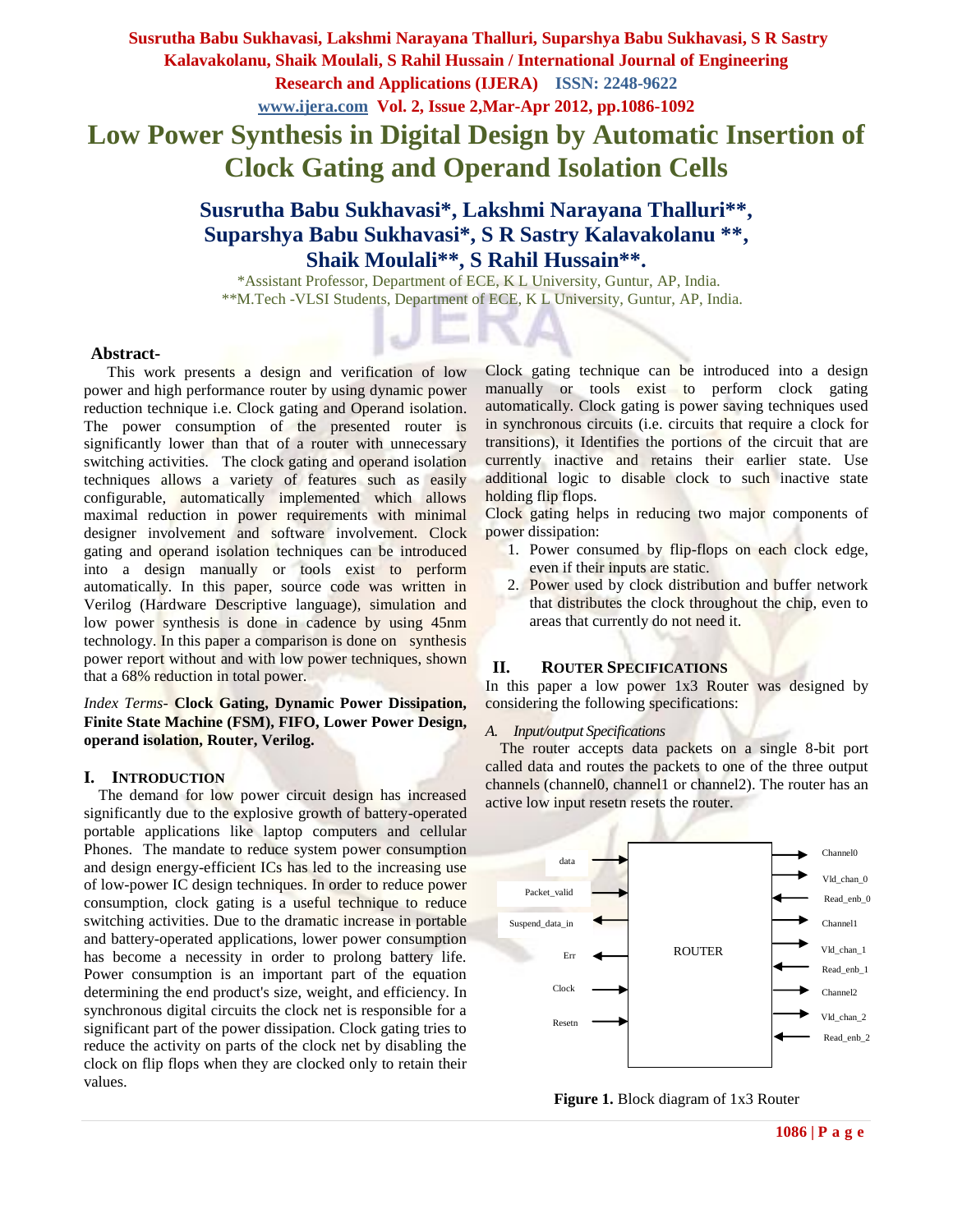# Low Power Synthesis in Digital Design by Automatic Insertion of Clock Gating and Operand Isolation Cells

**Susrutha Babu Sukhavasi*, Lakshmi Narayana Thalluri**, Suparshya Babu Sukhavasi*, S R Sastry Kalavakolanu **, Shaik Moulali**, S Rahil Hussain**.**

*Assistant Professor, Department of ECE, K L University, Guntur, AP, India.
**M.Tech -VLSI Students, Department of ECE, K L University, Guntur, AP, India.

**Abstract-**

This work presents a design and verification of low power and high performance router by using dynamic power reduction technique i.e. Clock gating and Operand isolation. The power consumption of the presented router is significantly lower than that of a router with unnecessary switching activities. The clock gating and operand isolation techniques allows a variety of features such as easily configurable, automatically implemented which allows maximal reduction in power requirements with minimal designer involvement and software involvement. Clock gating and operand isolation techniques can be introduced into a design manually or tools exist to perform automatically. In this paper, source code was written in Verilog (Hardware Descriptive language), simulation and low power synthesis is done in cadence by using 45nm technology. In this paper a comparison is done on synthesis power report without and with low power techniques, shown that a 68% reduction in total power.

*Index Terms-* **Clock Gating, Dynamic Power Dissipation, Finite State Machine (FSM), FIFO, Lower Power Design, operand isolation, Router, Verilog.**

## I. INTRODUCTION

The demand for low power circuit design has increased significantly due to the explosive growth of battery-operated portable applications like laptop computers and cellular Phones. The mandate to reduce system power consumption and design energy-efficient ICs has led to the increasing use of low-power IC design techniques. In order to reduce power consumption, clock gating is a useful technique to reduce switching activities. Due to the dramatic increase in portable and battery-operated applications, lower power consumption has become a necessity in order to prolong battery life. Power consumption is an important part of the equation determining the end product's size, weight, and efficiency. In synchronous digital circuits the clock net is responsible for a significant part of the power dissipation. Clock gating tries to reduce the activity on parts of the clock net by disabling the clock on flip flops when they are clocked only to retain their values.

Clock gating technique can be introduced into a design manually or tools exist to perform clock gating automatically. Clock gating is power saving techniques used in synchronous circuits (i.e. circuits that require a clock for transitions), it Identifies the portions of the circuit that are currently inactive and retains their earlier state. Use additional logic to disable clock to such inactive state holding flip flops.

Clock gating helps in reducing two major components of power dissipation:

1. Power consumed by flip-flops on each clock edge, even if their inputs are static.
2. Power used by clock distribution and buffer network that distributes the clock throughout the chip, even to areas that currently do not need it.

## II. ROUTER SPECIFICATIONS

In this paper a low power 1x3 Router was designed by considering the following specifications:

### *A. Input/output Specifications*

The router accepts data packets on a single 8-bit port called data and routes the packets to one of the three output channels (channel0, channel1 or channel2). The router has an active low input resetn resets the router.

**Figure 1.** Block diagram of 1x3 Router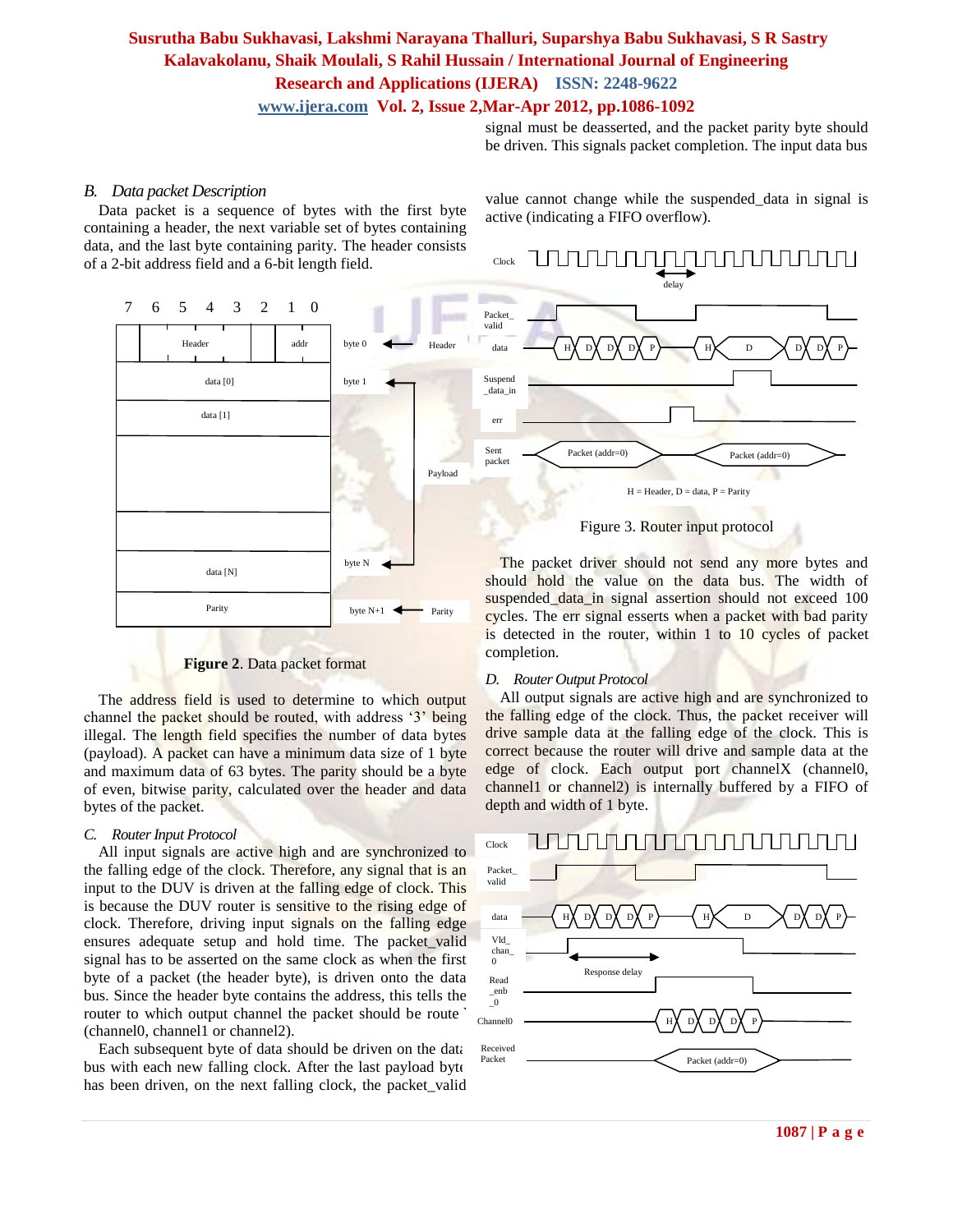signal must be deasserted, and the packet parity byte should be driven. This signals packet completion. The input data bus value cannot change while the suspended_data in signal is active (indicating a FIFO overflow).

### *B. Data packet Description*

Data packet is a sequence of bytes with the first byte containing a header, the next variable set of bytes containing data, and the last byte containing parity. The header consists of a 2-bit address field and a 6-bit length field.

**Figure 2**. Data packet format

The address field is used to determine to which output channel the packet should be routed, with address '3' being illegal. The length field specifies the number of data bytes (payload). A packet can have a minimum data size of 1 byte and maximum data of 63 bytes. The parity should be a byte of even, bitwise parity, calculated over the header and data bytes of the packet.

### *C. Router Input Protocol*

All input signals are active high and are synchronized to the falling edge of the clock. Therefore, any signal that is an input to the DUV is driven at the falling edge of clock. This is because the DUV router is sensitive to the rising edge of clock. Therefore, driving input signals on the falling edge ensures adequate setup and hold time. The packet_valid signal has to be asserted on the same clock as when the first byte of a packet (the header byte), is driven onto the data bus. Since the header byte contains the address, this tells the router to which output channel the packet should be route (channel0, channel1 or channel2).

Each subsequent byte of data should be driven on the data bus with each new falling clock. After the last payload byte has been driven, on the next falling clock, the packet_valid

Figure 3. Router input protocol

The packet driver should not send any more bytes and should hold the value on the data bus. The width of suspended_data_in signal assertion should not exceed 100 cycles. The err signal esserts when a packet with bad parity is detected in the router, within 1 to 10 cycles of packet completion.

### *D. Router Output Protocol*

All output signals are active high and are synchronized to the falling edge of the clock. Thus, the packet receiver will drive sample data at the falling edge of the clock. This is correct because the router will drive and sample data at the edge of clock. Each output port channelX (channel0, channel1 or channel2) is internally buffered by a FIFO of depth and width of 1 byte.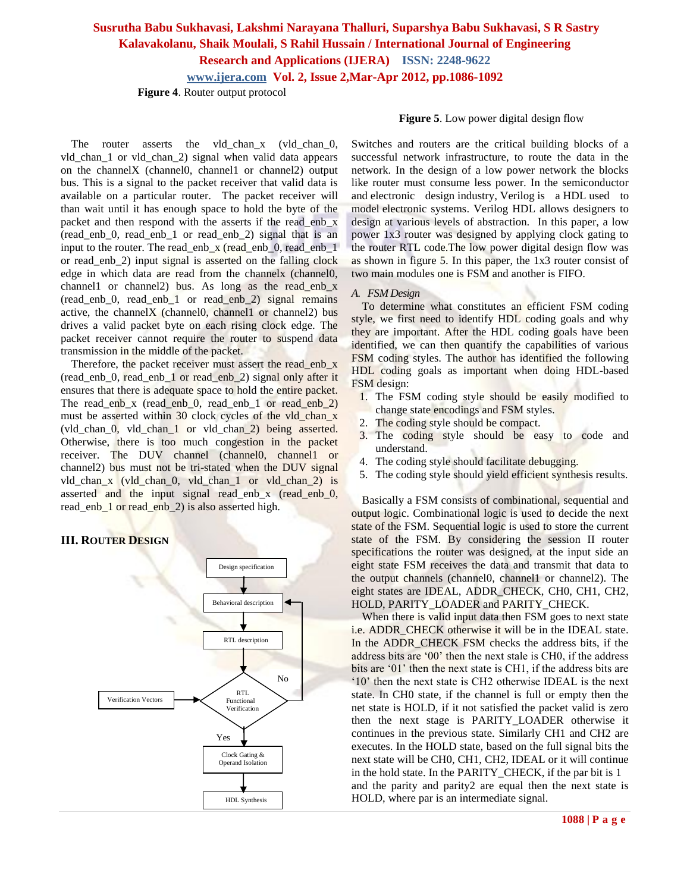**Figure 4**. Router output protocol

The router asserts the vld_chan_x (vld_chan_0, vld_chan_1 or vld_chan_2) signal when valid data appears on the channelX (channel0, channel1 or channel2) output bus. This is a signal to the packet receiver that valid data is available on a particular router. The packet receiver will than wait until it has enough space to hold the byte of the packet and then respond with the asserts if the read_enb_x (read_enb_0, read_enb_1 or read_enb_2) signal that is an input to the router. The read_enb_x (read_enb_0, read_enb_1 or read_enb_2) input signal is asserted on the falling clock edge in which data are read from the channelx (channel0, channel1 or channel2) bus. As long as the read_enb_x (read_enb_0, read_enb_1 or read_enb_2) signal remains active, the channelX (channel0, channel1 or channel2) bus drives a valid packet byte on each rising clock edge. The packet receiver cannot require the router to suspend data transmission in the middle of the packet.

Therefore, the packet receiver must assert the read_enb_x (read_enb_0, read_enb_1 or read_enb_2) signal only after it ensures that there is adequate space to hold the entire packet. The read_enb_x (read_enb_0, read_enb_1 or read_enb_2) must be asserted within 30 clock cycles of the vld_chan_x (vld_chan_0, vld_chan_1 or vld_chan_2) being asserted. Otherwise, there is too much congestion in the packet receiver. The DUV channel (channel0, channel1 or channel2) bus must not be tri-stated when the DUV signal vld_chan_x (vld_chan_0, vld_chan_1 or vld_chan_2) is asserted and the input signal read_enb_x (read_enb_0, read_enb_1 or read_enb_2) is also asserted high.

## III. Router Design

Design specification → Behavioral description → RTL description → RTL Functional Verification (with Verification Vectors; No → back to Behavioral description; Yes →) → Clock Gating & Operand Isolation → HDL Synthesis

**Figure 5**. Low power digital design flow

Switches and routers are the critical building blocks of a successful network infrastructure, to route the data in the network. In the design of a low power network the blocks like router must consume less power. In the semiconductor and electronic design industry, Verilog is a HDL used to model electronic systems. Verilog HDL allows designers to design at various levels of abstraction. In this paper, a low power 1x3 router was designed by applying clock gating to the router RTL code.The low power digital design flow was as shown in figure 5. In this paper, the 1x3 router consist of two main modules one is FSM and another is FIFO.

### *A. FSM Design*

To determine what constitutes an efficient FSM coding style, we first need to identify HDL coding goals and why they are important. After the HDL coding goals have been identified, we can then quantify the capabilities of various FSM coding styles. The author has identified the following HDL coding goals as important when doing HDL-based FSM design:

1. The FSM coding style should be easily modified to change state encodings and FSM styles.
2. The coding style should be compact.
3. The coding style should be easy to code and understand.
4. The coding style should facilitate debugging.
5. The coding style should yield efficient synthesis results.

Basically a FSM consists of combinational, sequential and output logic. Combinational logic is used to decide the next state of the FSM. Sequential logic is used to store the current state of the FSM. By considering the session II router specifications the router was designed, at the input side an eight state FSM receives the data and transmit that data to the output channels (channel0, channel1 or channel2). The eight states are IDEAL, ADDR_CHECK, CH0, CH1, CH2, HOLD, PARITY_LOADER and PARITY_CHECK.

When there is valid input data then FSM goes to next state i.e. ADDR_CHECK otherwise it will be in the IDEAL state. In the ADDR_CHECK FSM checks the address bits, if the address bits are '00' then the next stale is CH0, if the address bits are '01' then the next state is CH1, if the address bits are '10' then the next state is CH2 otherwise IDEAL is the next state. In CH0 state, if the channel is full or empty then the net state is HOLD, if it not satisfied the packet valid is zero then the next stage is PARITY_LOADER otherwise it continues in the previous state. Similarly CH1 and CH2 are executes. In the HOLD state, based on the full signal bits the next state will be CH0, CH1, CH2, IDEAL or it will continue in the hold state. In the PARITY_CHECK, if the par bit is 1 and the parity and parity2 are equal then the next state is HOLD, where par is an intermediate signal.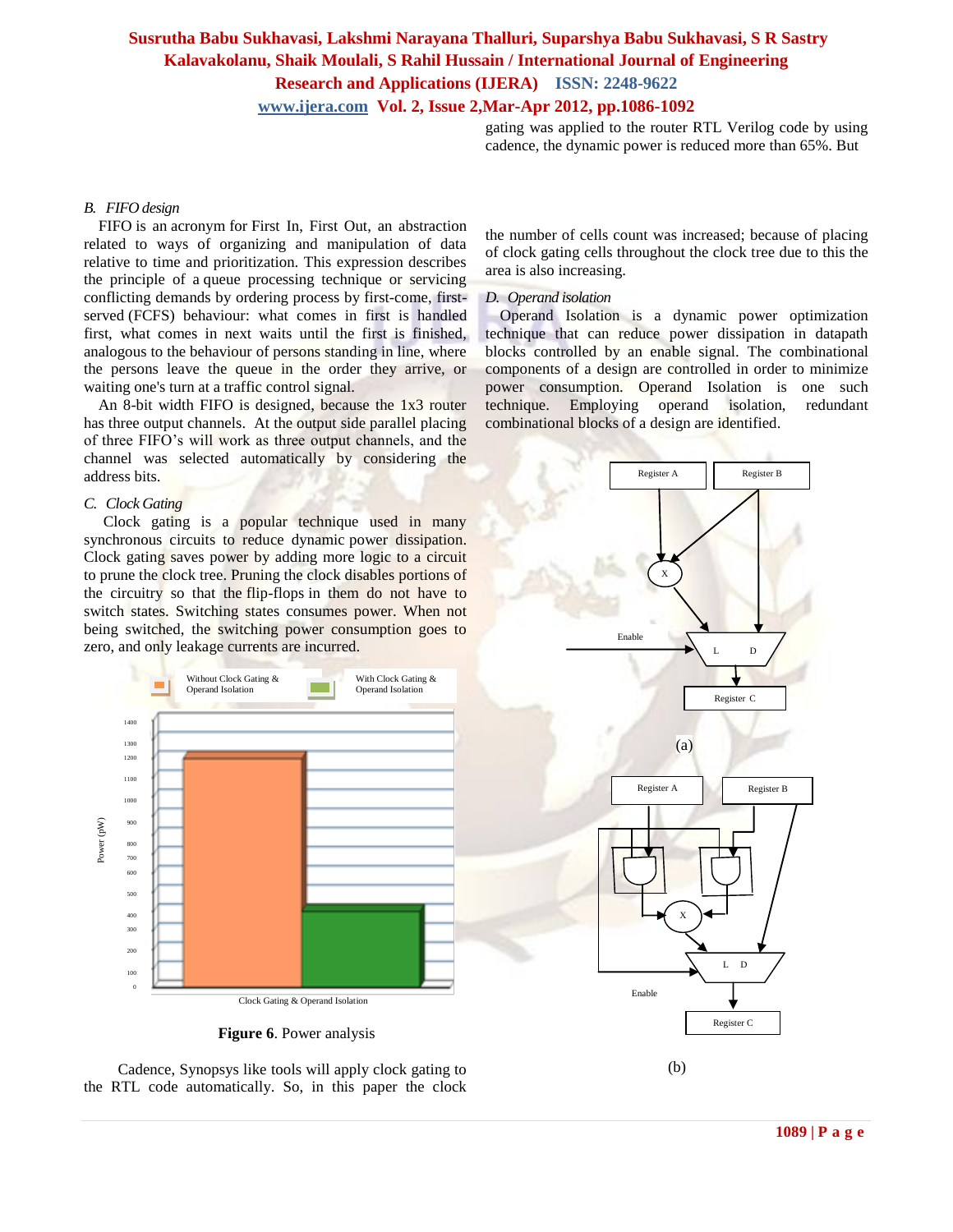gating was applied to the router RTL Verilog code by using cadence, the dynamic power is reduced more than 65%. But

### B. FIFO design

FIFO is an acronym for First In, First Out, an abstraction related to ways of organizing and manipulation of data relative to time and prioritization. This expression describes the principle of a queue processing technique or servicing conflicting demands by ordering process by first-come, first-served (FCFS) behaviour: what comes in first is handled first, what comes in next waits until the first is finished, analogous to the behaviour of persons standing in line, where the persons leave the queue in the order they arrive, or waiting one's turn at a traffic control signal.

An 8-bit width FIFO is designed, because the 1x3 router has three output channels. At the output side parallel placing of three FIFO's will work as three output channels, and the channel was selected automatically by considering the address bits.

### C. Clock Gating

Clock gating is a popular technique used in many synchronous circuits to reduce dynamic power dissipation. Clock gating saves power by adding more logic to a circuit to prune the clock tree. Pruning the clock disables portions of the circuitry so that the flip-flops in them do not have to switch states. Switching states consumes power. When not being switched, the switching power consumption goes to zero, and only leakage currents are incurred.

**Figure 6**. Power analysis

Cadence, Synopsys like tools will apply clock gating to the RTL code automatically. So, in this paper the clock

the number of cells count was increased; because of placing of clock gating cells throughout the clock tree due to this the area is also increasing.

### D. Operand isolation

Operand Isolation is a dynamic power optimization technique that can reduce power dissipation in datapath blocks controlled by an enable signal. The combinational components of a design are controlled in order to minimize power consumption. Operand Isolation is one such technique. Employing operand isolation, redundant combinational blocks of a design are identified.

(a)

(b)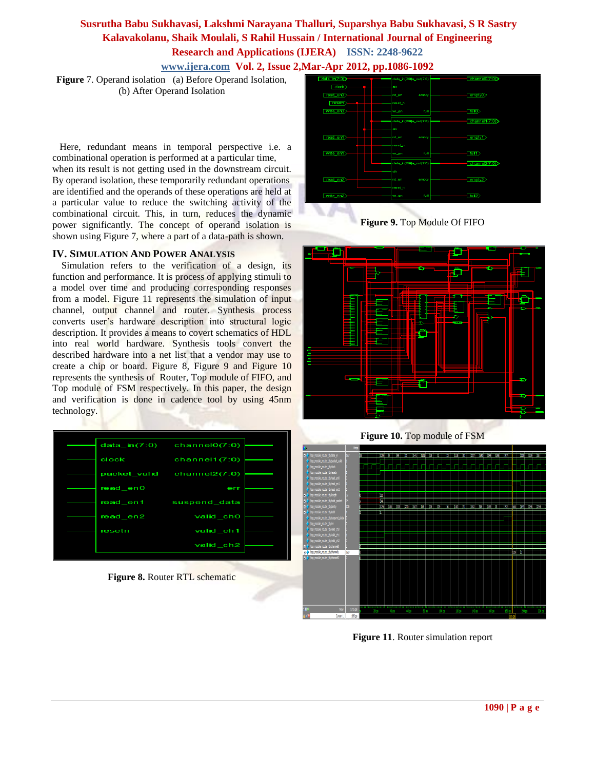**Figure** 7. Operand isolation (a) Before Operand Isolation, (b) After Operand Isolation

Here, redundant means in temporal perspective i.e. a combinational operation is performed at a particular time, when its result is not getting used in the downstream circuit. By operand isolation, these temporarily redundant operations are identified and the operands of these operations are held at a particular value to reduce the switching activity of the combinational circuit. This, in turn, reduces the dynamic power significantly. The concept of operand isolation is shown using Figure 7, where a part of a data-path is shown.

## IV. Simulation And Power Analysis

Simulation refers to the verification of a design, its function and performance. It is process of applying stimuli to a model over time and producing corresponding responses from a model. Figure 11 represents the simulation of input channel, output channel and router. Synthesis process converts user's hardware description into structural logic description. It provides a means to covert schematics of HDL into real world hardware. Synthesis tools convert the described hardware into a net list that a vendor may use to create a chip or board. Figure 8, Figure 9 and Figure 10 represents the synthesis of Router, Top module of FIFO, and Top module of FSM respectively. In this paper, the design and verification is done in cadence tool by using 45nm technology.

**Figure 8.** Router RTL schematic

**Figure 9.** Top Module Of FIFO

**Figure 10.** Top module of FSM

**Figure 11**. Router simulation report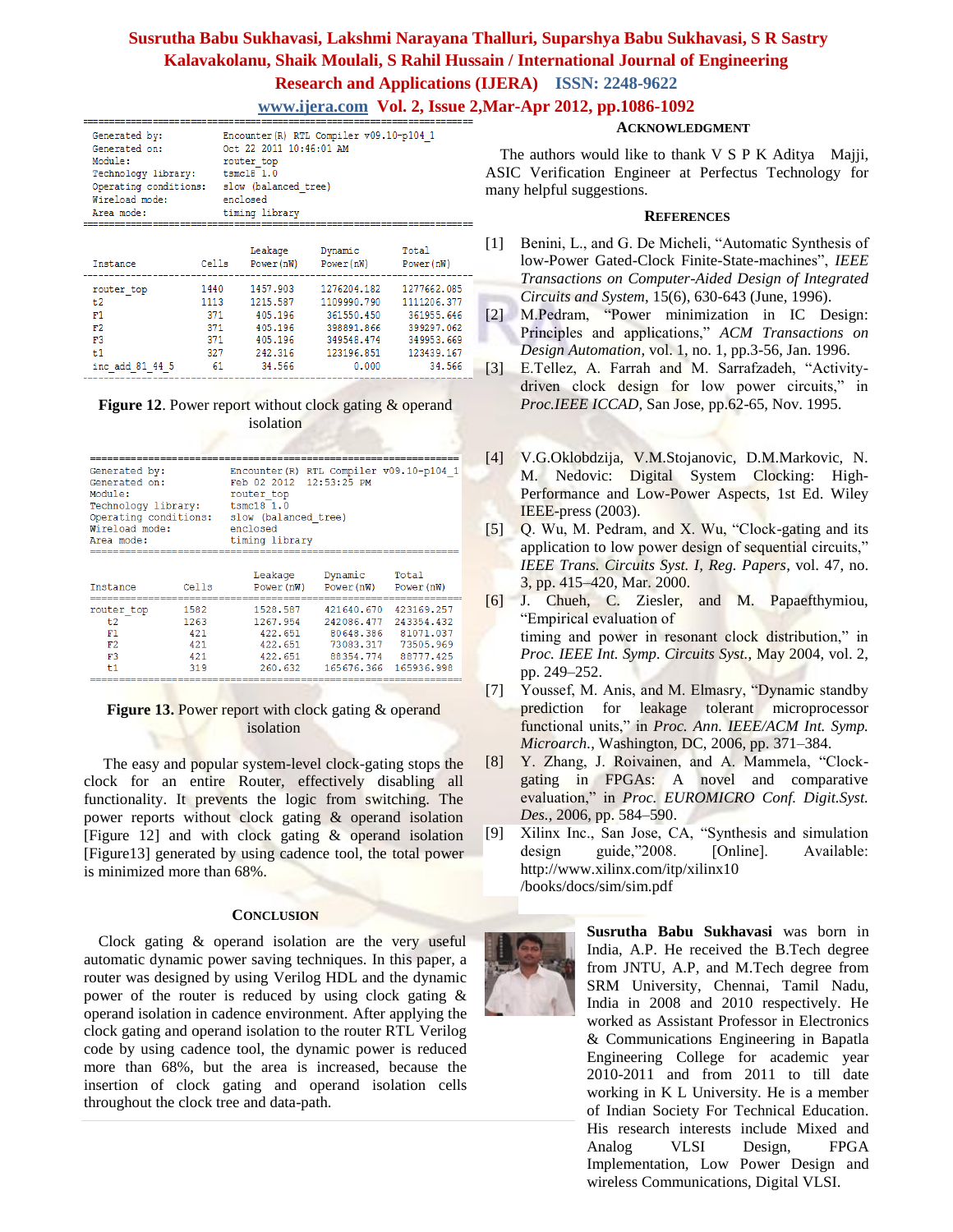```
====================================================================
Generated by:             Encounter(R) RTL Compiler v09.10-p104_1
Generated on:             Oct 22 2011 10:46:01 AM
Module:                   router_top
Technology library:       tsmc18 1.0
Operating conditions:     slow (balanced_tree)
Wireload mode:            enclosed
Area mode:                timing library
====================================================================
```

| Instance | Cells | Leakage Power(nW) | Dynamic Power(nW) | Total Power(nW) |
|---|---|---|---|---|
| router_top | 1440 | 1457.903 | 1276204.182 | 1277662.085 |
| t2 | 1113 | 1215.587 | 1109990.790 | 1111206.377 |
| F1 | 371 | 405.196 | 361550.450 | 361955.646 |
| F2 | 371 | 405.196 | 398891.866 | 399297.062 |
| F3 | 371 | 405.196 | 349548.474 | 349953.669 |
| t1 | 327 | 242.316 | 123196.851 | 123439.167 |
| inc_add_81_44_5 | 61 | 34.566 | 0.000 | 34.566 |

**Figure 12**. Power report without clock gating & operand isolation

```
====================================================================
Generated by:             Encounter(R) RTL Compiler v09.10-p104_1
Generated on:             Feb 02 2012  12:53:25 PM
Module:                   router_top
Technology library:       tsmc18 1.0
Operating conditions:     slow (balanced_tree)
Wireload mode:            enclosed
Area mode:                timing library
====================================================================
```

| Instance | Cells | Leakage Power(nW) | Dynamic Power(nW) | Total Power(nW) |
|---|---|---|---|---|
| router_top | 1582 | 1528.587 | 421640.670 | 423169.257 |
| t2 | 1263 | 1267.954 | 242086.477 | 243354.432 |
| F1 | 421 | 422.651 | 80648.386 | 81071.037 |
| F2 | 421 | 422.651 | 73083.317 | 73505.969 |
| F3 | 421 | 422.651 | 88354.774 | 88777.425 |
| t1 | 319 | 260.632 | 165676.366 | 165936.998 |

**Figure 13.** Power report with clock gating & operand isolation

The easy and popular system-level clock-gating stops the clock for an entire Router, effectively disabling all functionality. It prevents the logic from switching. The power reports without clock gating & operand isolation [Figure 12] and with clock gating & operand isolation [Figure13] generated by using cadence tool, the total power is minimized more than 68%.

## CONCLUSION

Clock gating & operand isolation are the very useful automatic dynamic power saving techniques. In this paper, a router was designed by using Verilog HDL and the dynamic power of the router is reduced by using clock gating & operand isolation in cadence environment. After applying the clock gating and operand isolation to the router RTL Verilog code by using cadence tool, the dynamic power is reduced more than 68%, but the area is increased, because the insertion of clock gating and operand isolation cells throughout the clock tree and data-path.

## ACKNOWLEDGMENT

The authors would like to thank V S P K Aditya Majji, ASIC Verification Engineer at Perfectus Technology for many helpful suggestions.

## REFERENCES

[1] Benini, L., and G. De Micheli, “Automatic Synthesis of low-Power Gated-Clock Finite-State-machines”, *IEEE Transactions on Computer-Aided Design of Integrated Circuits and System*, 15(6), 630-643 (June, 1996).

[2] M.Pedram, “Power minimization in IC Design: Principles and applications,” *ACM Transactions on Design Automation*, vol. 1, no. 1, pp.3-56, Jan. 1996.

[3] E.Tellez, A. Farrah and M. Sarrafzadeh, “Activity-driven clock design for low power circuits,” in *Proc.IEEE ICCAD*, San Jose, pp.62-65, Nov. 1995.

[4] V.G.Oklobdzija, V.M.Stojanovic, D.M.Markovic, N. M. Nedovic: Digital System Clocking: High-Performance and Low-Power Aspects, 1st Ed. Wiley IEEE-press (2003).

[5] Q. Wu, M. Pedram, and X. Wu, “Clock-gating and its application to low power design of sequential circuits,” *IEEE Trans. Circuits Syst. I, Reg. Papers*, vol. 47, no. 3, pp. 415–420, Mar. 2000.

[6] J. Chueh, C. Ziesler, and M. Papaefthymiou, “Empirical evaluation of timing and power in resonant clock distribution,” in *Proc. IEEE Int. Symp. Circuits Syst.*, May 2004, vol. 2, pp. 249–252.

[7] Youssef, M. Anis, and M. Elmasry, “Dynamic standby prediction for leakage tolerant microprocessor functional units,” in *Proc. Ann. IEEE/ACM Int. Symp. Microarch.*, Washington, DC, 2006, pp. 371–384.

[8] Y. Zhang, J. Roivainen, and A. Mammela, “Clock-gating in FPGAs: A novel and comparative evaluation,” in *Proc. EUROMICRO Conf. Digit.Syst. Des.*, 2006, pp. 584–590.

[9] Xilinx Inc., San Jose, CA, “Synthesis and simulation design guide,”2008. [Online]. Available: http://www.xilinx.com/itp/xilinx10 /books/docs/sim/sim.pdf

**Susrutha Babu Sukhavasi** was born in India, A.P. He received the B.Tech degree from JNTU, A.P, and M.Tech degree from SRM University, Chennai, Tamil Nadu, India in 2008 and 2010 respectively. He worked as Assistant Professor in Electronics & Communications Engineering in Bapatla Engineering College for academic year 2010-2011 and from 2011 to till date working in K L University. He is a member of Indian Society For Technical Education. His research interests include Mixed and Analog VLSI Design, FPGA Implementation, Low Power Design and wireless Communications, Digital VLSI.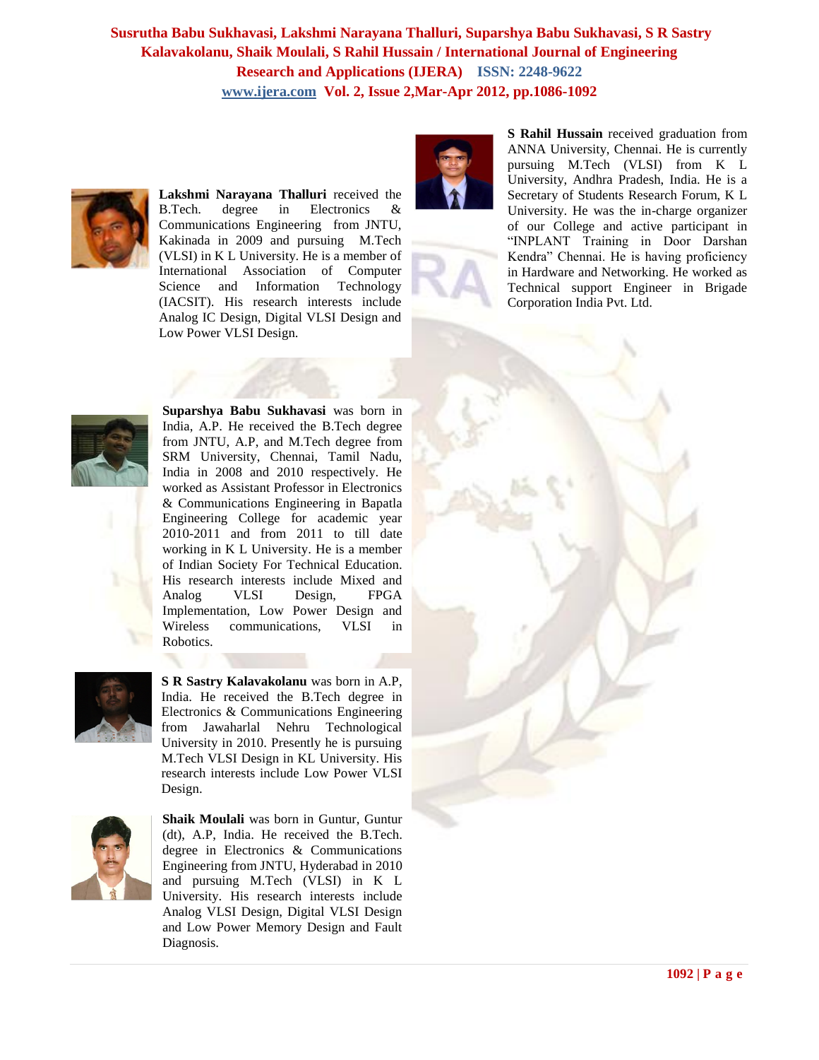**Lakshmi Narayana Thalluri** received the B.Tech. degree in Electronics & Communications Engineering from JNTU, Kakinada in 2009 and pursuing M.Tech (VLSI) in K L University. He is a member of International Association of Computer Science and Information Technology (IACSIT). His research interests include Analog IC Design, Digital VLSI Design and Low Power VLSI Design.

**Suparshya Babu Sukhavasi** was born in India, A.P. He received the B.Tech degree from JNTU, A.P, and M.Tech degree from SRM University, Chennai, Tamil Nadu, India in 2008 and 2010 respectively. He worked as Assistant Professor in Electronics & Communications Engineering in Bapatla Engineering College for academic year 2010-2011 and from 2011 to till date working in K L University. He is a member of Indian Society For Technical Education. His research interests include Mixed and Analog VLSI Design, FPGA Implementation, Low Power Design and Wireless communications, VLSI in Robotics.

**S R Sastry Kalavakolanu** was born in A.P, India. He received the B.Tech degree in Electronics & Communications Engineering from Jawaharlal Nehru Technological University in 2010. Presently he is pursuing M.Tech VLSI Design in KL University. His research interests include Low Power VLSI Design.

**Shaik Moulali** was born in Guntur, Guntur (dt), A.P, India. He received the B.Tech. degree in Electronics & Communications Engineering from JNTU, Hyderabad in 2010 and pursuing M.Tech (VLSI) in K L University. His research interests include Analog VLSI Design, Digital VLSI Design and Low Power Memory Design and Fault Diagnosis.

**S Rahil Hussain** received graduation from ANNA University, Chennai. He is currently pursuing M.Tech (VLSI) from K L University, Andhra Pradesh, India. He is a Secretary of Students Research Forum, K L University. He was the in-charge organizer of our College and active participant in "INPLANT Training in Door Darshan Kendra" Chennai. He is having proficiency in Hardware and Networking. He worked as Technical support Engineer in Brigade Corporation India Pvt. Ltd.